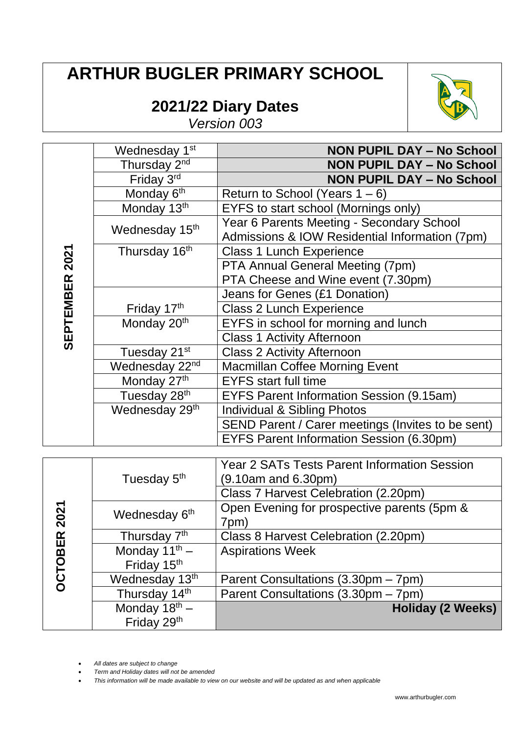# ARTHUR BUGLER PRIMARY SCHOOL

## 2021/22 Diary Dates

*Version 003*

| Month | Date | Event |
|---|---|---|
| SEPTEMBER 2021 | Wednesday 1st | **NON PUPIL DAY – No School** |
| | Thursday 2nd | **NON PUPIL DAY – No School** |
| | Friday 3rd | **NON PUPIL DAY – No School** |
| | Monday 6th | Return to School (Years 1 – 6) |
| | Monday 13th | EYFS to start school (Mornings only) |
| | Wednesday 15th | Year 6 Parents Meeting - Secondary School Admissions & IOW Residential Information (7pm) |
| | Thursday 16th | Class 1 Lunch Experience |
| | | PTA Annual General Meeting (7pm) PTA Cheese and Wine event (7.30pm) |
| | Friday 17th | Jeans for Genes (£1 Donation) |
| | | Class 2 Lunch Experience |
| | Monday 20th | EYFS in school for morning and lunch |
| | | Class 1 Activity Afternoon |
| | Tuesday 21st | Class 2 Activity Afternoon |
| | Wednesday 22nd | Macmillan Coffee Morning Event |
| | Monday 27th | EYFS start full time |
| | Tuesday 28th | EYFS Parent Information Session (9.15am) |
| | Wednesday 29th | Individual & Sibling Photos |
| | | SEND Parent / Carer meetings (Invites to be sent) |
| | | EYFS Parent Information Session (6.30pm) |

| Month | Date | Event |
|---|---|---|
| OCTOBER 2021 | Tuesday 5th | Year 2 SATs Tests Parent Information Session (9.10am and 6.30pm) |
| | | Class 7 Harvest Celebration (2.20pm) |
| | Wednesday 6th | Open Evening for prospective parents (5pm & 7pm) |
| | Thursday 7th | Class 8 Harvest Celebration (2.20pm) |
| | Monday 11th – Friday 15th | Aspirations Week |
| | Wednesday 13th | Parent Consultations (3.30pm – 7pm) |
| | Thursday 14th | Parent Consultations (3.30pm – 7pm) |
| | Monday 18th – Friday 29th | **Holiday (2 Weeks)** |

- *All dates are subject to change*
- *Term and Holiday dates will not be amended*
- *This information will be made available to view on our website and will be updated as and when applicable*

www.arthurbugler.com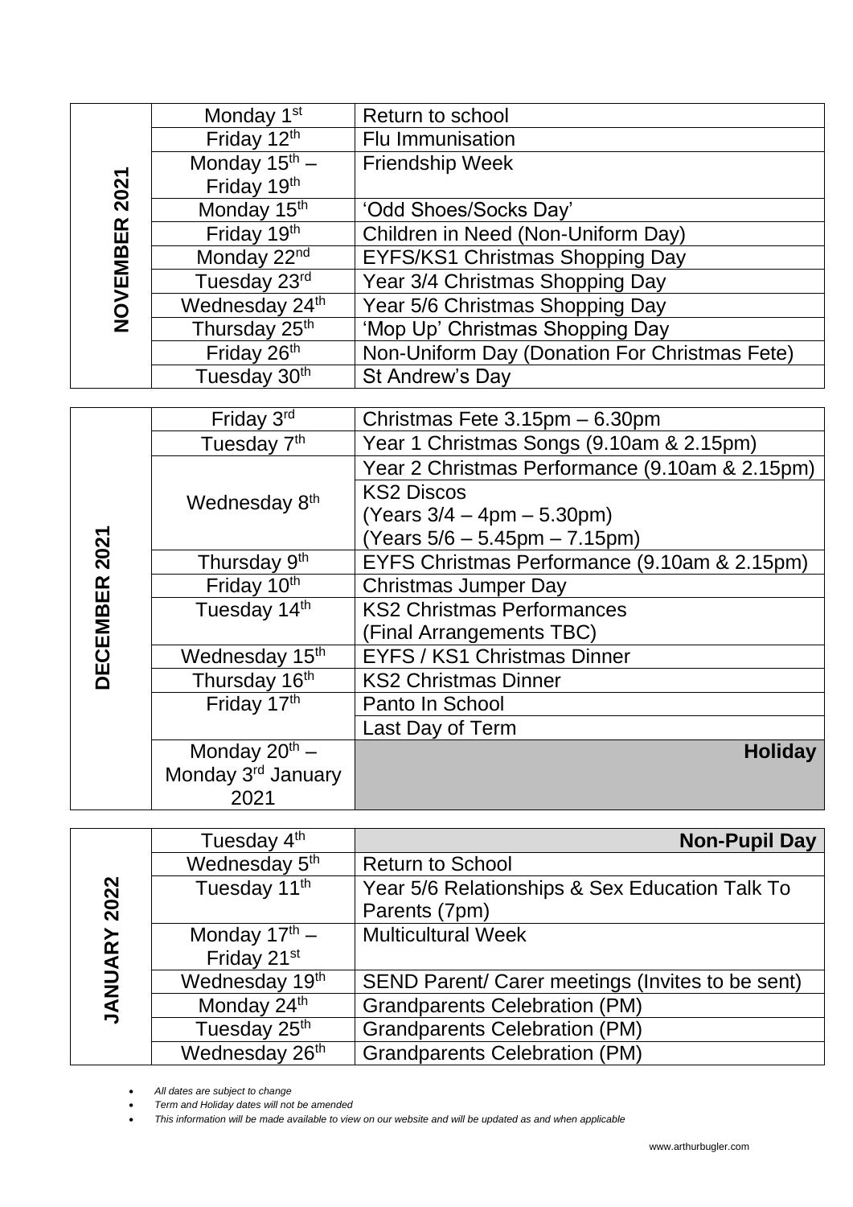| NOVEMBER 2021 | | |
|---|---|---|
| | Monday 1st | Return to school |
| | Friday 12th | Flu Immunisation |
| | Monday 15th – Friday 19th | Friendship Week |
| | Monday 15th | 'Odd Shoes/Socks Day' |
| | Friday 19th | Children in Need (Non-Uniform Day) |
| | Monday 22nd | EYFS/KS1 Christmas Shopping Day |
| | Tuesday 23rd | Year 3/4 Christmas Shopping Day |
| | Wednesday 24th | Year 5/6 Christmas Shopping Day |
| | Thursday 25th | 'Mop Up' Christmas Shopping Day |
| | Friday 26th | Non-Uniform Day (Donation For Christmas Fete) |
| | Tuesday 30th | St Andrew's Day |

| DECEMBER 2021 | | |
|---|---|---|
| | Friday 3rd | Christmas Fete 3.15pm – 6.30pm |
| | Tuesday 7th | Year 1 Christmas Songs (9.10am & 2.15pm) |
| | Wednesday 8th | Year 2 Christmas Performance (9.10am & 2.15pm) |
| | | KS2 Discos (Years 3/4 – 4pm – 5.30pm) (Years 5/6 – 5.45pm – 7.15pm) |
| | Thursday 9th | EYFS Christmas Performance (9.10am & 2.15pm) |
| | Friday 10th | Christmas Jumper Day |
| | Tuesday 14th | KS2 Christmas Performances (Final Arrangements TBC) |
| | Wednesday 15th | EYFS / KS1 Christmas Dinner |
| | Thursday 16th | KS2 Christmas Dinner |
| | Friday 17th | Panto In School |
| | | Last Day of Term |
| | Monday 20th – Monday 3rd January 2021 | **Holiday** |

| JANUARY 2022 | | |
|---|---|---|
| | Tuesday 4th | **Non-Pupil Day** |
| | Wednesday 5th | Return to School |
| | Tuesday 11th | Year 5/6 Relationships & Sex Education Talk To Parents (7pm) |
| | Monday 17th – Friday 21st | Multicultural Week |
| | Wednesday 19th | SEND Parent/ Carer meetings (Invites to be sent) |
| | Monday 24th | Grandparents Celebration (PM) |
| | Tuesday 25th | Grandparents Celebration (PM) |
| | Wednesday 26th | Grandparents Celebration (PM) |

- *All dates are subject to change*
- *Term and Holiday dates will not be amended*
- *This information will be made available to view on our website and will be updated as and when applicable*

www.arthurbugler.com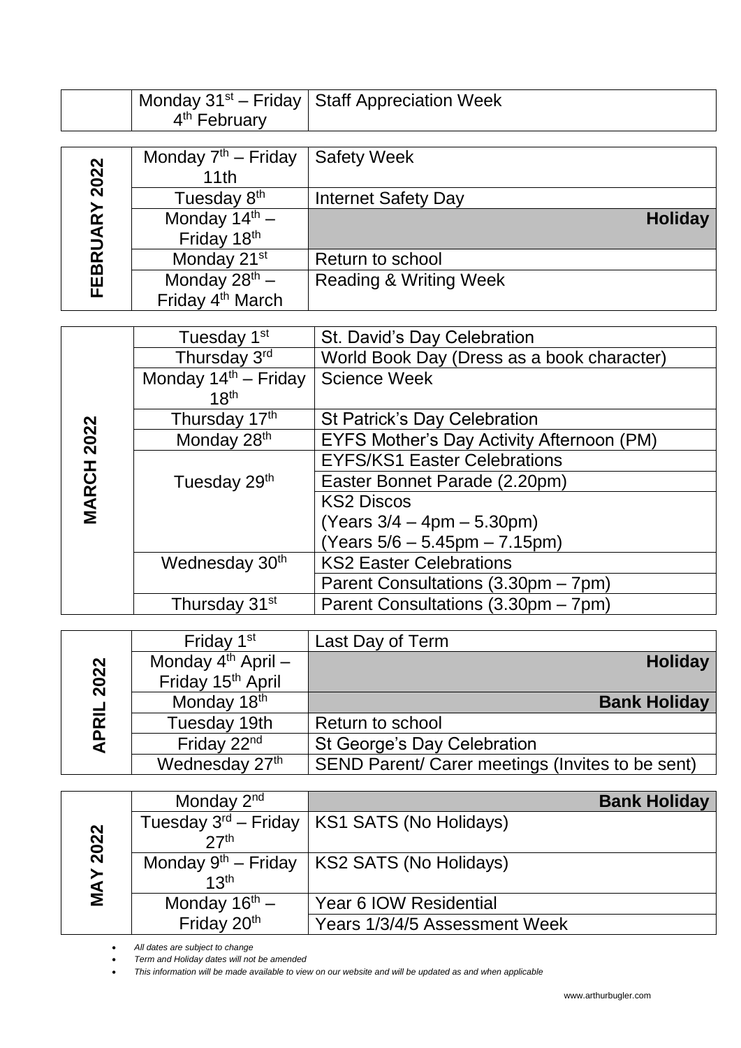| | | |
|---|---|---|
| | Monday 31st – Friday 4th February | Staff Appreciation Week |

| | | |
|---|---|---|
| **FEBRUARY 2022** | Monday 7th – Friday 11th | Safety Week |
| | Tuesday 8th | Internet Safety Day |
| | Monday 14th – Friday 18th | **Holiday** |
| | Monday 21st | Return to school |
| | Monday 28th – Friday 4th March | Reading & Writing Week |

| | | |
|---|---|---|
| **MARCH 2022** | Tuesday 1st | St. David's Day Celebration |
| | Thursday 3rd | World Book Day (Dress as a book character) |
| | Monday 14th – Friday 18th | Science Week |
| | Thursday 17th | St Patrick's Day Celebration |
| | Monday 28th | EYFS Mother's Day Activity Afternoon (PM) |
| | Tuesday 29th | EYFS/KS1 Easter Celebrations |
| | | Easter Bonnet Parade (2.20pm) |
| | | KS2 Discos (Years 3/4 – 4pm – 5.30pm) (Years 5/6 – 5.45pm – 7.15pm) |
| | Wednesday 30th | KS2 Easter Celebrations |
| | | Parent Consultations (3.30pm – 7pm) |
| | Thursday 31st | Parent Consultations (3.30pm – 7pm) |

| | | |
|---|---|---|
| **APRIL 2022** | Friday 1st | Last Day of Term |
| | Monday 4th April – Friday 15th April | **Holiday** |
| | Monday 18th | **Bank Holiday** |
| | Tuesday 19th | Return to school |
| | Friday 22nd | St George's Day Celebration |
| | Wednesday 27th | SEND Parent/ Carer meetings (Invites to be sent) |

| | | |
|---|---|---|
| **MAY 2022** | Monday 2nd | **Bank Holiday** |
| | Tuesday 3rd – Friday 27th | KS1 SATS (No Holidays) |
| | Monday 9th – Friday 13th | KS2 SATS (No Holidays) |
| | Monday 16th – Friday 20th | Year 6 IOW Residential |
| | | Years 1/3/4/5 Assessment Week |

- *All dates are subject to change*
- *Term and Holiday dates will not be amended*
- *This information will be made available to view on our website and will be updated as and when applicable*

www.arthurbugler.com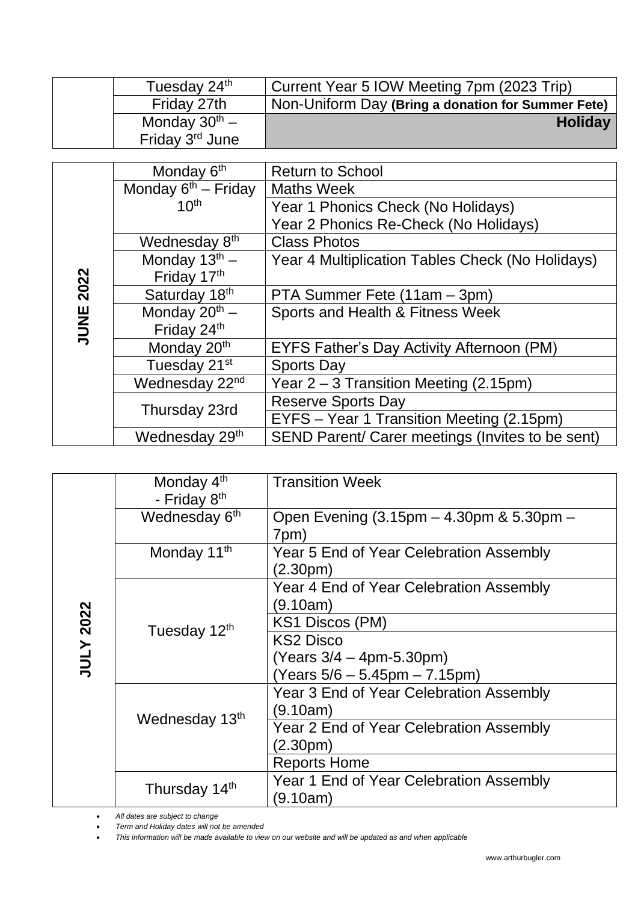| | | |
|---|---|---|
| | Tuesday 24th | Current Year 5 IOW Meeting 7pm (2023 Trip) |
| | Friday 27th | Non-Uniform Day **(Bring a donation for Summer Fete)** |
| | Monday 30th – Friday 3rd June | **Holiday** |

| | | |
|---|---|---|
| **JUNE 2022** | Monday 6th | Return to School |
| | Monday 6th – Friday 10th | Maths Week |
| | | Year 1 Phonics Check (No Holidays) Year 2 Phonics Re-Check (No Holidays) |
| | Wednesday 8th | Class Photos |
| | Monday 13th – Friday 17th | Year 4 Multiplication Tables Check (No Holidays) |
| | Saturday 18th | PTA Summer Fete (11am – 3pm) |
| | Monday 20th – Friday 24th | Sports and Health & Fitness Week |
| | Monday 20th | EYFS Father's Day Activity Afternoon (PM) |
| | Tuesday 21st | Sports Day |
| | Wednesday 22nd | Year 2 – 3 Transition Meeting (2.15pm) |
| | Thursday 23rd | Reserve Sports Day |
| | | EYFS – Year 1 Transition Meeting (2.15pm) |
| | Wednesday 29th | SEND Parent/ Carer meetings (Invites to be sent) |

| | | |
|---|---|---|
| **JULY 2022** | Monday 4th - Friday 8th | Transition Week |
| | Wednesday 6th | Open Evening (3.15pm – 4.30pm & 5.30pm – 7pm) |
| | Monday 11th | Year 5 End of Year Celebration Assembly (2.30pm) |
| | Tuesday 12th | Year 4 End of Year Celebration Assembly (9.10am) |
| | | KS1 Discos (PM) |
| | | KS2 Disco (Years 3/4 – 4pm-5.30pm) (Years 5/6 – 5.45pm – 7.15pm) |
| | Wednesday 13th | Year 3 End of Year Celebration Assembly (9.10am) |
| | | Year 2 End of Year Celebration Assembly (2.30pm) |
| | | Reports Home |
| | Thursday 14th | Year 1 End of Year Celebration Assembly (9.10am) |

- *All dates are subject to change*
- *Term and Holiday dates will not be amended*
- *This information will be made available to view on our website and will be updated as and when applicable*

www.arthurbugler.com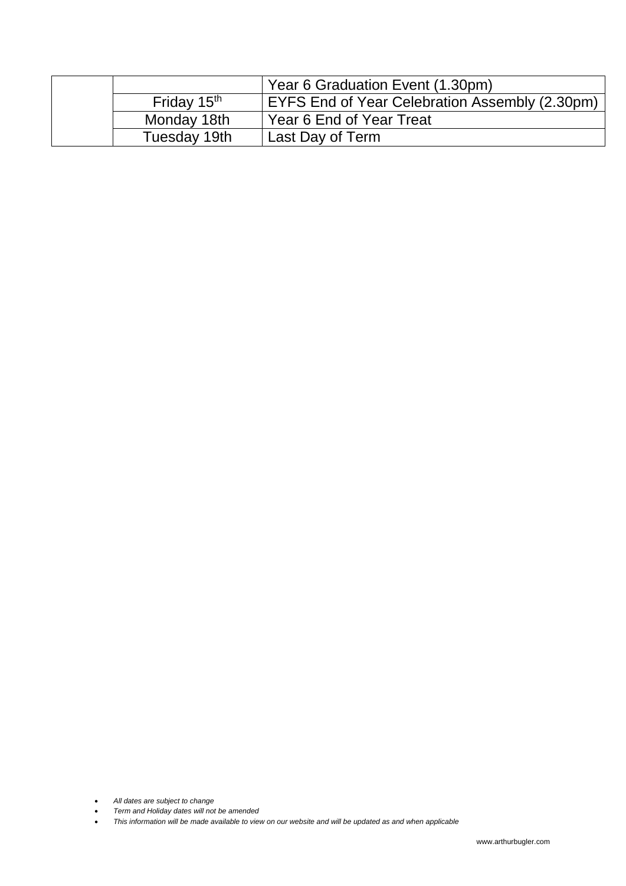| | | |
|---|---|---|
| | | Year 6 Graduation Event (1.30pm) |
| | Friday 15th | EYFS End of Year Celebration Assembly (2.30pm) |
| | Monday 18th | Year 6 End of Year Treat |
| | Tuesday 19th | Last Day of Term |

- *All dates are subject to change*
- *Term and Holiday dates will not be amended*
- *This information will be made available to view on our website and will be updated as and when applicable*

www.arthurbugler.com